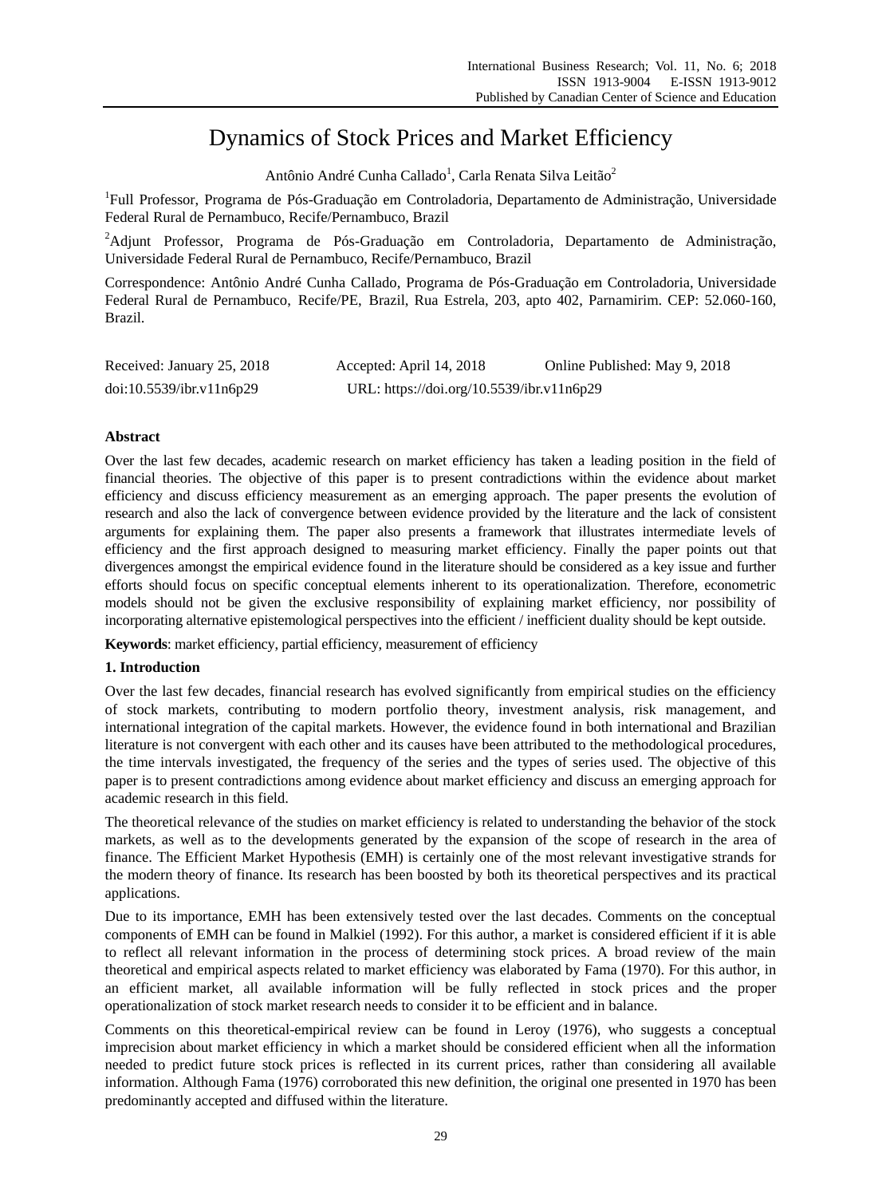# Dynamics of Stock Prices and Market Efficiency

Antônio André Cunha Callado[1], Carla Renata Silva Leitão[2]

[1]Full Professor, Programa de Pós-Graduação em Controladoria, Departamento de Administração, Universidade Federal Rural de Pernambuco, Recife/Pernambuco, Brazil

[2]Adjunt Professor, Programa de Pós-Graduação em Controladoria, Departamento de Administração, Universidade Federal Rural de Pernambuco, Recife/Pernambuco, Brazil

Correspondence: Antônio André Cunha Callado, Programa de Pós-Graduação em Controladoria, Universidade Federal Rural de Pernambuco, Recife/PE, Brazil, Rua Estrela, 203, apto 402, Parnamirim. CEP: 52.060-160, Brazil.

Received: January 25, 2018 Accepted: April 14, 2018 Online Published: May 9, 2018

doi:10.5539/ibr.v11n6p29 URL: https://doi.org/10.5539/ibr.v11n6p29

**Abstract**

Over the last few decades, academic research on market efficiency has taken a leading position in the field of financial theories. The objective of this paper is to present contradictions within the evidence about market efficiency and discuss efficiency measurement as an emerging approach. The paper presents the evolution of research and also the lack of convergence between evidence provided by the literature and the lack of consistent arguments for explaining them. The paper also presents a framework that illustrates intermediate levels of efficiency and the first approach designed to measuring market efficiency. Finally the paper points out that divergences amongst the empirical evidence found in the literature should be considered as a key issue and further efforts should focus on specific conceptual elements inherent to its operationalization. Therefore, econometric models should not be given the exclusive responsibility of explaining market efficiency, nor possibility of incorporating alternative epistemological perspectives into the efficient / inefficient duality should be kept outside.

**Keywords**: market efficiency, partial efficiency, measurement of efficiency

## 1. Introduction

Over the last few decades, financial research has evolved significantly from empirical studies on the efficiency of stock markets, contributing to modern portfolio theory, investment analysis, risk management, and international integration of the capital markets. However, the evidence found in both international and Brazilian literature is not convergent with each other and its causes have been attributed to the methodological procedures, the time intervals investigated, the frequency of the series and the types of series used. The objective of this paper is to present contradictions among evidence about market efficiency and discuss an emerging approach for academic research in this field.

The theoretical relevance of the studies on market efficiency is related to understanding the behavior of the stock markets, as well as to the developments generated by the expansion of the scope of research in the area of finance. The Efficient Market Hypothesis (EMH) is certainly one of the most relevant investigative strands for the modern theory of finance. Its research has been boosted by both its theoretical perspectives and its practical applications.

Due to its importance, EMH has been extensively tested over the last decades. Comments on the conceptual components of EMH can be found in Malkiel (1992). For this author, a market is considered efficient if it is able to reflect all relevant information in the process of determining stock prices. A broad review of the main theoretical and empirical aspects related to market efficiency was elaborated by Fama (1970). For this author, in an efficient market, all available information will be fully reflected in stock prices and the proper operationalization of stock market research needs to consider it to be efficient and in balance.

Comments on this theoretical-empirical review can be found in Leroy (1976), who suggests a conceptual imprecision about market efficiency in which a market should be considered efficient when all the information needed to predict future stock prices is reflected in its current prices, rather than considering all available information. Although Fama (1976) corroborated this new definition, the original one presented in 1970 has been predominantly accepted and diffused within the literature.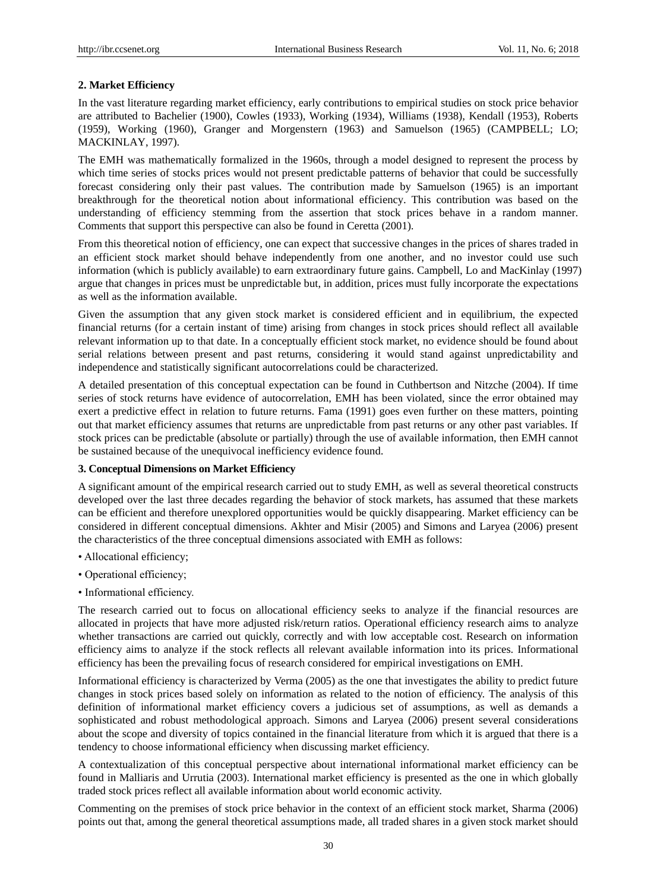## 2. Market Efficiency

In the vast literature regarding market efficiency, early contributions to empirical studies on stock price behavior are attributed to Bachelier (1900), Cowles (1933), Working (1934), Williams (1938), Kendall (1953), Roberts (1959), Working (1960), Granger and Morgenstern (1963) and Samuelson (1965) (CAMPBELL; LO; MACKINLAY, 1997).

The EMH was mathematically formalized in the 1960s, through a model designed to represent the process by which time series of stocks prices would not present predictable patterns of behavior that could be successfully forecast considering only their past values. The contribution made by Samuelson (1965) is an important breakthrough for the theoretical notion about informational efficiency. This contribution was based on the understanding of efficiency stemming from the assertion that stock prices behave in a random manner. Comments that support this perspective can also be found in Ceretta (2001).

From this theoretical notion of efficiency, one can expect that successive changes in the prices of shares traded in an efficient stock market should behave independently from one another, and no investor could use such information (which is publicly available) to earn extraordinary future gains. Campbell, Lo and MacKinlay (1997) argue that changes in prices must be unpredictable but, in addition, prices must fully incorporate the expectations as well as the information available.

Given the assumption that any given stock market is considered efficient and in equilibrium, the expected financial returns (for a certain instant of time) arising from changes in stock prices should reflect all available relevant information up to that date. In a conceptually efficient stock market, no evidence should be found about serial relations between present and past returns, considering it would stand against unpredictability and independence and statistically significant autocorrelations could be characterized.

A detailed presentation of this conceptual expectation can be found in Cuthbertson and Nitzche (2004). If time series of stock returns have evidence of autocorrelation, EMH has been violated, since the error obtained may exert a predictive effect in relation to future returns. Fama (1991) goes even further on these matters, pointing out that market efficiency assumes that returns are unpredictable from past returns or any other past variables. If stock prices can be predictable (absolute or partially) through the use of available information, then EMH cannot be sustained because of the unequivocal inefficiency evidence found.

## 3. Conceptual Dimensions on Market Efficiency

A significant amount of the empirical research carried out to study EMH, as well as several theoretical constructs developed over the last three decades regarding the behavior of stock markets, has assumed that these markets can be efficient and therefore unexplored opportunities would be quickly disappearing. Market efficiency can be considered in different conceptual dimensions. Akhter and Misir (2005) and Simons and Laryea (2006) present the characteristics of the three conceptual dimensions associated with EMH as follows:

- Allocational efficiency;
- Operational efficiency;
- Informational efficiency.

The research carried out to focus on allocational efficiency seeks to analyze if the financial resources are allocated in projects that have more adjusted risk/return ratios. Operational efficiency research aims to analyze whether transactions are carried out quickly, correctly and with low acceptable cost. Research on information efficiency aims to analyze if the stock reflects all relevant available information into its prices. Informational efficiency has been the prevailing focus of research considered for empirical investigations on EMH.

Informational efficiency is characterized by Verma (2005) as the one that investigates the ability to predict future changes in stock prices based solely on information as related to the notion of efficiency. The analysis of this definition of informational market efficiency covers a judicious set of assumptions, as well as demands a sophisticated and robust methodological approach. Simons and Laryea (2006) present several considerations about the scope and diversity of topics contained in the financial literature from which it is argued that there is a tendency to choose informational efficiency when discussing market efficiency.

A contextualization of this conceptual perspective about international informational market efficiency can be found in Malliaris and Urrutia (2003). International market efficiency is presented as the one in which globally traded stock prices reflect all available information about world economic activity.

Commenting on the premises of stock price behavior in the context of an efficient stock market, Sharma (2006) points out that, among the general theoretical assumptions made, all traded shares in a given stock market should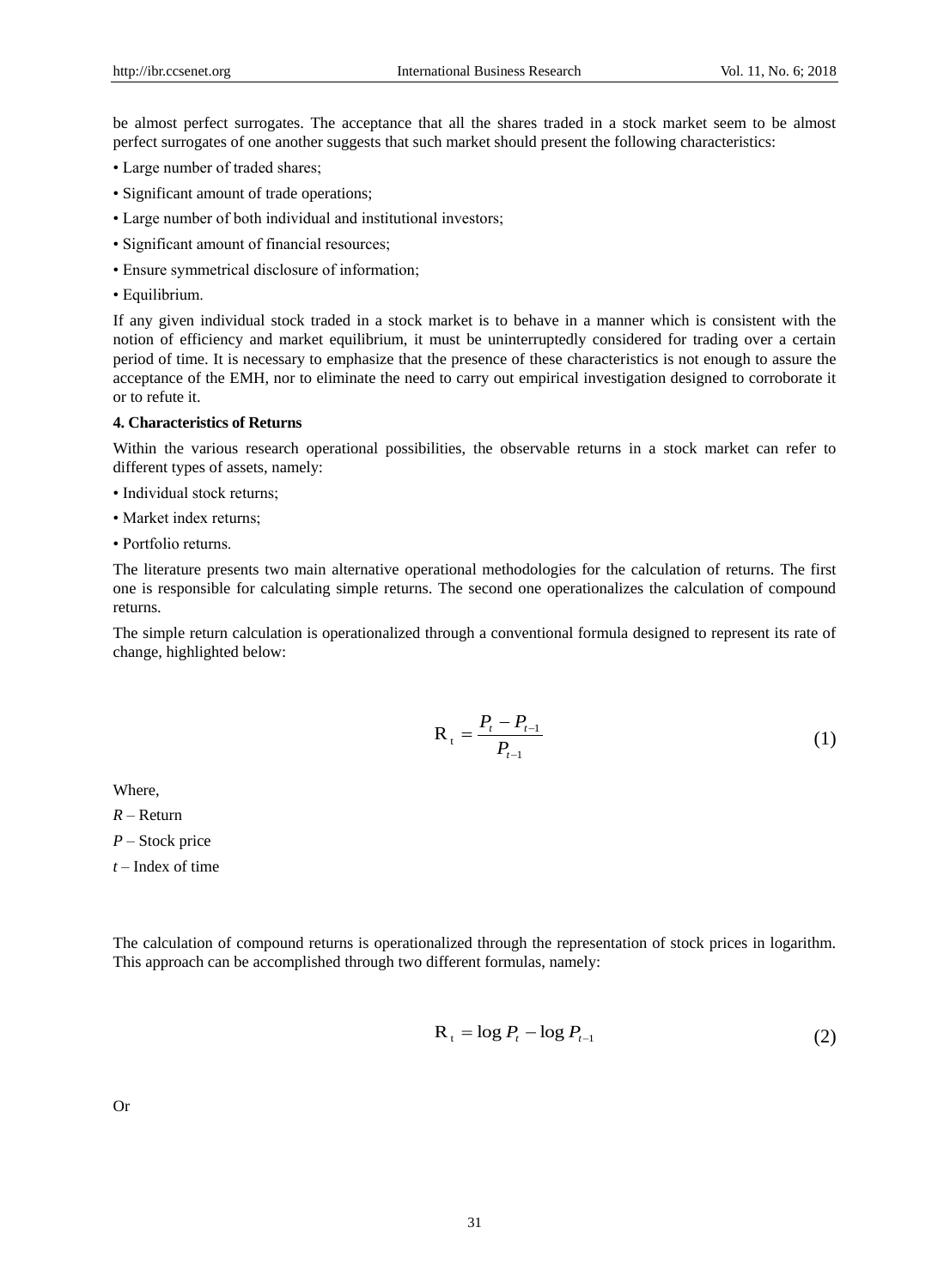be almost perfect surrogates. The acceptance that all the shares traded in a stock market seem to be almost perfect surrogates of one another suggests that such market should present the following characteristics:

- Large number of traded shares;
- Significant amount of trade operations;
- Large number of both individual and institutional investors;
- Significant amount of financial resources;
- Ensure symmetrical disclosure of information;
- Equilibrium.

If any given individual stock traded in a stock market is to behave in a manner which is consistent with the notion of efficiency and market equilibrium, it must be uninterruptedly considered for trading over a certain period of time. It is necessary to emphasize that the presence of these characteristics is not enough to assure the acceptance of the EMH, nor to eliminate the need to carry out empirical investigation designed to corroborate it or to refute it.

#### 4. Characteristics of Returns

Within the various research operational possibilities, the observable returns in a stock market can refer to different types of assets, namely:

- Individual stock returns;
- Market index returns;
- Portfolio returns.

The literature presents two main alternative operational methodologies for the calculation of returns. The first one is responsible for calculating simple returns. The second one operationalizes the calculation of compound returns.

The simple return calculation is operationalized through a conventional formula designed to represent its rate of change, highlighted below:

$$\mathrm{R}_{\mathrm{t}} = \frac{P_t - P_{t-1}}{P_{t-1}} \tag{1}$$

Where,

*R* – Return

*P* – Stock price

*t* – Index of time

The calculation of compound returns is operationalized through the representation of stock prices in logarithm. This approach can be accomplished through two different formulas, namely:

$$\mathrm{R}_{\mathrm{t}} = \log P_t - \log P_{t-1} \tag{2}$$

Or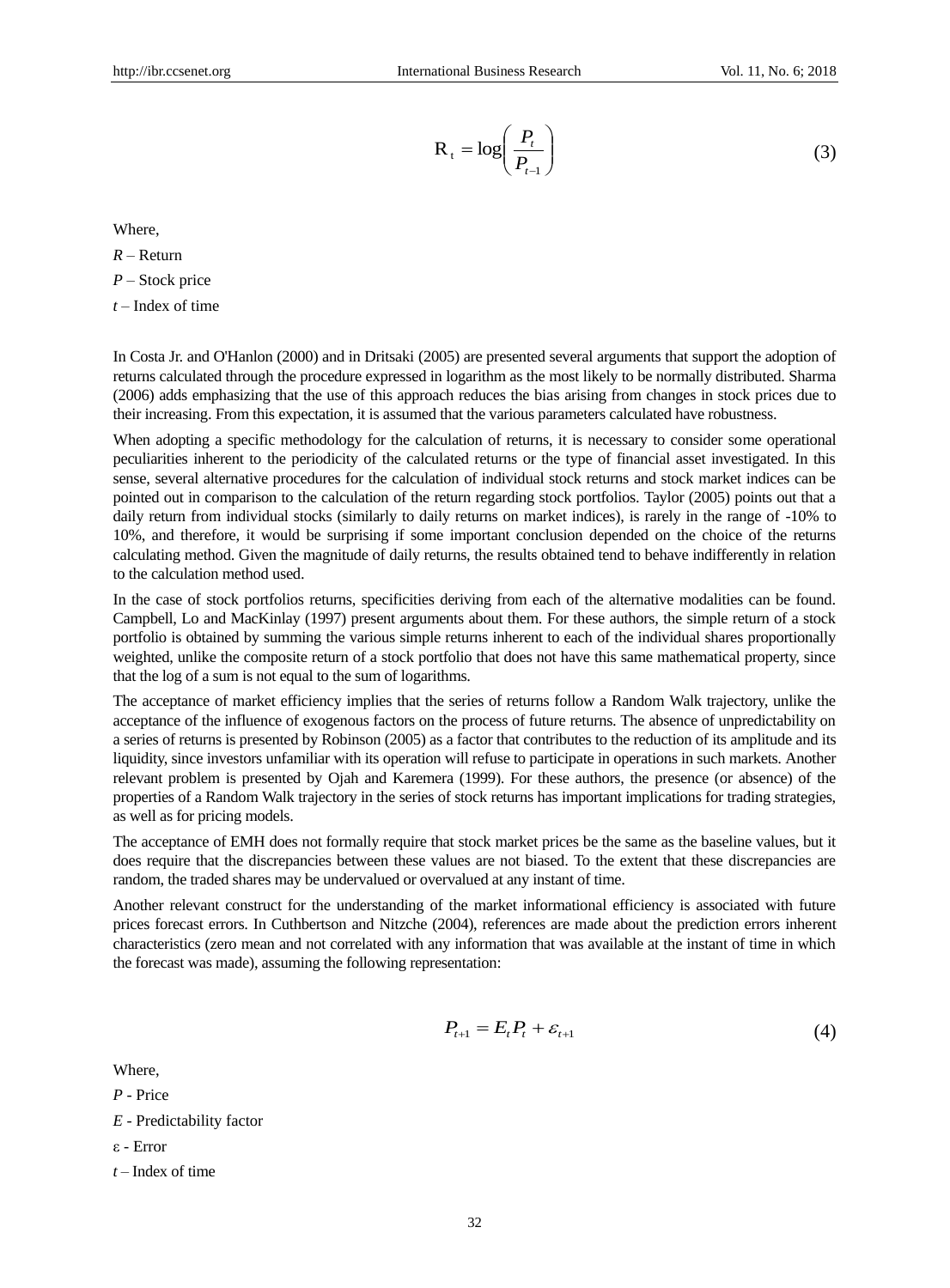$$R_t = \log\left(\frac{P_t}{P_{t-1}}\right) \tag{3}$$

Where,

*R* – Return

*P* – Stock price

*t* – Index of time

In Costa Jr. and O'Hanlon (2000) and in Dritsaki (2005) are presented several arguments that support the adoption of returns calculated through the procedure expressed in logarithm as the most likely to be normally distributed. Sharma (2006) adds emphasizing that the use of this approach reduces the bias arising from changes in stock prices due to their increasing. From this expectation, it is assumed that the various parameters calculated have robustness.

When adopting a specific methodology for the calculation of returns, it is necessary to consider some operational peculiarities inherent to the periodicity of the calculated returns or the type of financial asset investigated. In this sense, several alternative procedures for the calculation of individual stock returns and stock market indices can be pointed out in comparison to the calculation of the return regarding stock portfolios. Taylor (2005) points out that a daily return from individual stocks (similarly to daily returns on market indices), is rarely in the range of -10% to 10%, and therefore, it would be surprising if some important conclusion depended on the choice of the returns calculating method. Given the magnitude of daily returns, the results obtained tend to behave indifferently in relation to the calculation method used.

In the case of stock portfolios returns, specificities deriving from each of the alternative modalities can be found. Campbell, Lo and MacKinlay (1997) present arguments about them. For these authors, the simple return of a stock portfolio is obtained by summing the various simple returns inherent to each of the individual shares proportionally weighted, unlike the composite return of a stock portfolio that does not have this same mathematical property, since that the log of a sum is not equal to the sum of logarithms.

The acceptance of market efficiency implies that the series of returns follow a Random Walk trajectory, unlike the acceptance of the influence of exogenous factors on the process of future returns. The absence of unpredictability on a series of returns is presented by Robinson (2005) as a factor that contributes to the reduction of its amplitude and its liquidity, since investors unfamiliar with its operation will refuse to participate in operations in such markets. Another relevant problem is presented by Ojah and Karemera (1999). For these authors, the presence (or absence) of the properties of a Random Walk trajectory in the series of stock returns has important implications for trading strategies, as well as for pricing models.

The acceptance of EMH does not formally require that stock market prices be the same as the baseline values, but it does require that the discrepancies between these values are not biased. To the extent that these discrepancies are random, the traded shares may be undervalued or overvalued at any instant of time.

Another relevant construct for the understanding of the market informational efficiency is associated with future prices forecast errors. In Cuthbertson and Nitzche (2004), references are made about the prediction errors inherent characteristics (zero mean and not correlated with any information that was available at the instant of time in which the forecast was made), assuming the following representation:

$$P_{t+1} = E_t P_t + \varepsilon_{t+1} \tag{4}$$

Where,

*P* - Price

*E* - Predictability factor

ε - Error

*t* – Index of time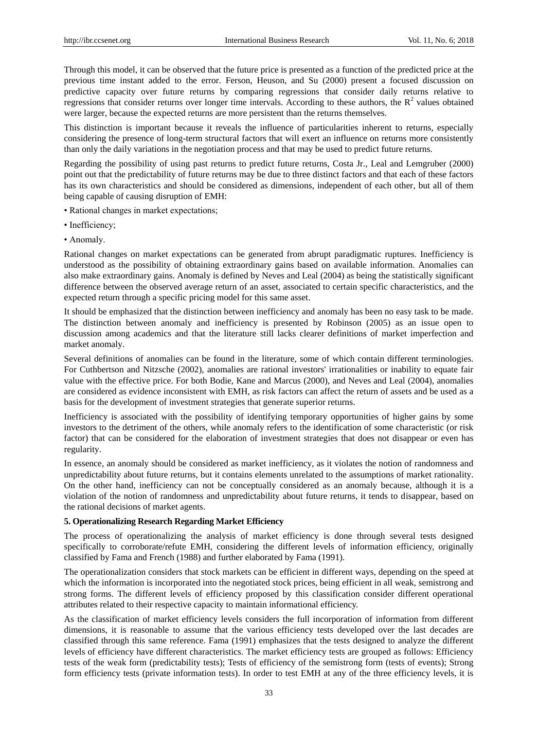Through this model, it can be observed that the future price is presented as a function of the predicted price at the previous time instant added to the error. Ferson, Heuson, and Su (2000) present a focused discussion on predictive capacity over future returns by comparing regressions that consider daily returns relative to regressions that consider returns over longer time intervals. According to these authors, the $R^2$ values obtained were larger, because the expected returns are more persistent than the returns themselves.

This distinction is important because it reveals the influence of particularities inherent to returns, especially considering the presence of long-term structural factors that will exert an influence on returns more consistently than only the daily variations in the negotiation process and that may be used to predict future returns.

Regarding the possibility of using past returns to predict future returns, Costa Jr., Leal and Lemgruber (2000) point out that the predictability of future returns may be due to three distinct factors and that each of these factors has its own characteristics and should be considered as dimensions, independent of each other, but all of them being capable of causing disruption of EMH:

- Rational changes in market expectations;
- Inefficiency;
- Anomaly.

Rational changes on market expectations can be generated from abrupt paradigmatic ruptures. Inefficiency is understood as the possibility of obtaining extraordinary gains based on available information. Anomalies can also make extraordinary gains. Anomaly is defined by Neves and Leal (2004) as being the statistically significant difference between the observed average return of an asset, associated to certain specific characteristics, and the expected return through a specific pricing model for this same asset.

It should be emphasized that the distinction between inefficiency and anomaly has been no easy task to be made. The distinction between anomaly and inefficiency is presented by Robinson (2005) as an issue open to discussion among academics and that the literature still lacks clearer definitions of market imperfection and market anomaly.

Several definitions of anomalies can be found in the literature, some of which contain different terminologies. For Cuthbertson and Nitzsche (2002), anomalies are rational investors' irrationalities or inability to equate fair value with the effective price. For both Bodie, Kane and Marcus (2000), and Neves and Leal (2004), anomalies are considered as evidence inconsistent with EMH, as risk factors can affect the return of assets and be used as a basis for the development of investment strategies that generate superior returns.

Inefficiency is associated with the possibility of identifying temporary opportunities of higher gains by some investors to the detriment of the others, while anomaly refers to the identification of some characteristic (or risk factor) that can be considered for the elaboration of investment strategies that does not disappear or even has regularity.

In essence, an anomaly should be considered as market inefficiency, as it violates the notion of randomness and unpredictability about future returns, but it contains elements unrelated to the assumptions of market rationality. On the other hand, inefficiency can not be conceptually considered as an anomaly because, although it is a violation of the notion of randomness and unpredictability about future returns, it tends to disappear, based on the rational decisions of market agents.

## 5. Operationalizing Research Regarding Market Efficiency

The process of operationalizing the analysis of market efficiency is done through several tests designed specifically to corroborate/refute EMH, considering the different levels of information efficiency, originally classified by Fama and French (1988) and further elaborated by Fama (1991).

The operationalization considers that stock markets can be efficient in different ways, depending on the speed at which the information is incorporated into the negotiated stock prices, being efficient in all weak, semistrong and strong forms. The different levels of efficiency proposed by this classification consider different operational attributes related to their respective capacity to maintain informational efficiency.

As the classification of market efficiency levels considers the full incorporation of information from different dimensions, it is reasonable to assume that the various efficiency tests developed over the last decades are classified through this same reference. Fama (1991) emphasizes that the tests designed to analyze the different levels of efficiency have different characteristics. The market efficiency tests are grouped as follows: Efficiency tests of the weak form (predictability tests); Tests of efficiency of the semistrong form (tests of events); Strong form efficiency tests (private information tests). In order to test EMH at any of the three efficiency levels, it is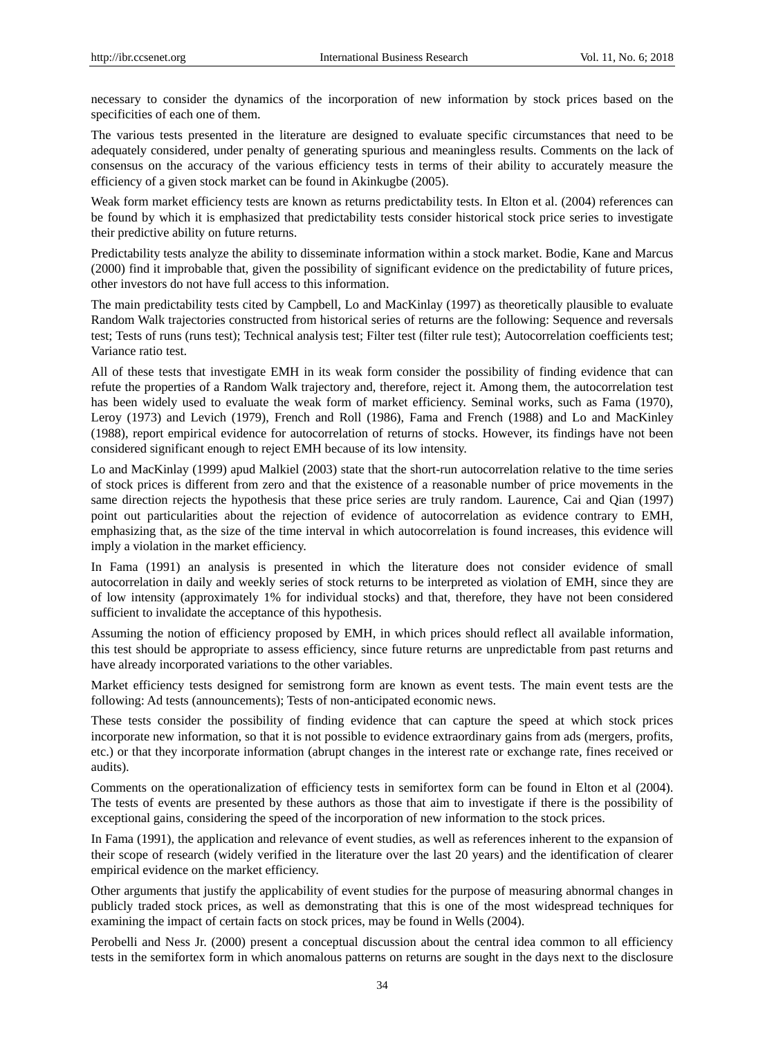necessary to consider the dynamics of the incorporation of new information by stock prices based on the specificities of each one of them.

The various tests presented in the literature are designed to evaluate specific circumstances that need to be adequately considered, under penalty of generating spurious and meaningless results. Comments on the lack of consensus on the accuracy of the various efficiency tests in terms of their ability to accurately measure the efficiency of a given stock market can be found in Akinkugbe (2005).

Weak form market efficiency tests are known as returns predictability tests. In Elton et al. (2004) references can be found by which it is emphasized that predictability tests consider historical stock price series to investigate their predictive ability on future returns.

Predictability tests analyze the ability to disseminate information within a stock market. Bodie, Kane and Marcus (2000) find it improbable that, given the possibility of significant evidence on the predictability of future prices, other investors do not have full access to this information.

The main predictability tests cited by Campbell, Lo and MacKinlay (1997) as theoretically plausible to evaluate Random Walk trajectories constructed from historical series of returns are the following: Sequence and reversals test; Tests of runs (runs test); Technical analysis test; Filter test (filter rule test); Autocorrelation coefficients test; Variance ratio test.

All of these tests that investigate EMH in its weak form consider the possibility of finding evidence that can refute the properties of a Random Walk trajectory and, therefore, reject it. Among them, the autocorrelation test has been widely used to evaluate the weak form of market efficiency. Seminal works, such as Fama (1970), Leroy (1973) and Levich (1979), French and Roll (1986), Fama and French (1988) and Lo and MacKinley (1988), report empirical evidence for autocorrelation of returns of stocks. However, its findings have not been considered significant enough to reject EMH because of its low intensity.

Lo and MacKinlay (1999) apud Malkiel (2003) state that the short-run autocorrelation relative to the time series of stock prices is different from zero and that the existence of a reasonable number of price movements in the same direction rejects the hypothesis that these price series are truly random. Laurence, Cai and Qian (1997) point out particularities about the rejection of evidence of autocorrelation as evidence contrary to EMH, emphasizing that, as the size of the time interval in which autocorrelation is found increases, this evidence will imply a violation in the market efficiency.

In Fama (1991) an analysis is presented in which the literature does not consider evidence of small autocorrelation in daily and weekly series of stock returns to be interpreted as violation of EMH, since they are of low intensity (approximately 1% for individual stocks) and that, therefore, they have not been considered sufficient to invalidate the acceptance of this hypothesis.

Assuming the notion of efficiency proposed by EMH, in which prices should reflect all available information, this test should be appropriate to assess efficiency, since future returns are unpredictable from past returns and have already incorporated variations to the other variables.

Market efficiency tests designed for semistrong form are known as event tests. The main event tests are the following: Ad tests (announcements); Tests of non-anticipated economic news.

These tests consider the possibility of finding evidence that can capture the speed at which stock prices incorporate new information, so that it is not possible to evidence extraordinary gains from ads (mergers, profits, etc.) or that they incorporate information (abrupt changes in the interest rate or exchange rate, fines received or audits).

Comments on the operationalization of efficiency tests in semifortex form can be found in Elton et al (2004). The tests of events are presented by these authors as those that aim to investigate if there is the possibility of exceptional gains, considering the speed of the incorporation of new information to the stock prices.

In Fama (1991), the application and relevance of event studies, as well as references inherent to the expansion of their scope of research (widely verified in the literature over the last 20 years) and the identification of clearer empirical evidence on the market efficiency.

Other arguments that justify the applicability of event studies for the purpose of measuring abnormal changes in publicly traded stock prices, as well as demonstrating that this is one of the most widespread techniques for examining the impact of certain facts on stock prices, may be found in Wells (2004).

Perobelli and Ness Jr. (2000) present a conceptual discussion about the central idea common to all efficiency tests in the semifortex form in which anomalous patterns on returns are sought in the days next to the disclosure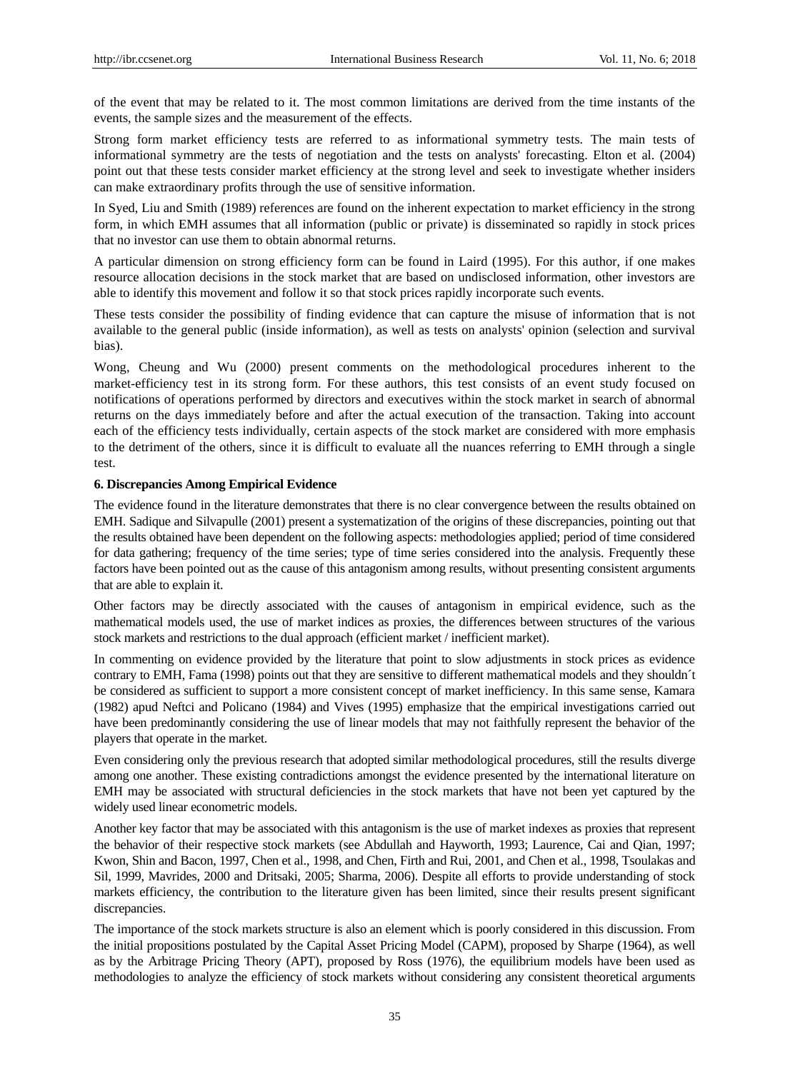of the event that may be related to it. The most common limitations are derived from the time instants of the events, the sample sizes and the measurement of the effects.

Strong form market efficiency tests are referred to as informational symmetry tests. The main tests of informational symmetry are the tests of negotiation and the tests on analysts' forecasting. Elton et al. (2004) point out that these tests consider market efficiency at the strong level and seek to investigate whether insiders can make extraordinary profits through the use of sensitive information.

In Syed, Liu and Smith (1989) references are found on the inherent expectation to market efficiency in the strong form, in which EMH assumes that all information (public or private) is disseminated so rapidly in stock prices that no investor can use them to obtain abnormal returns.

A particular dimension on strong efficiency form can be found in Laird (1995). For this author, if one makes resource allocation decisions in the stock market that are based on undisclosed information, other investors are able to identify this movement and follow it so that stock prices rapidly incorporate such events.

These tests consider the possibility of finding evidence that can capture the misuse of information that is not available to the general public (inside information), as well as tests on analysts' opinion (selection and survival bias).

Wong, Cheung and Wu (2000) present comments on the methodological procedures inherent to the market-efficiency test in its strong form. For these authors, this test consists of an event study focused on notifications of operations performed by directors and executives within the stock market in search of abnormal returns on the days immediately before and after the actual execution of the transaction. Taking into account each of the efficiency tests individually, certain aspects of the stock market are considered with more emphasis to the detriment of the others, since it is difficult to evaluate all the nuances referring to EMH through a single test.

**6. Discrepancies Among Empirical Evidence**

The evidence found in the literature demonstrates that there is no clear convergence between the results obtained on EMH. Sadique and Silvapulle (2001) present a systematization of the origins of these discrepancies, pointing out that the results obtained have been dependent on the following aspects: methodologies applied; period of time considered for data gathering; frequency of the time series; type of time series considered into the analysis. Frequently these factors have been pointed out as the cause of this antagonism among results, without presenting consistent arguments that are able to explain it.

Other factors may be directly associated with the causes of antagonism in empirical evidence, such as the mathematical models used, the use of market indices as proxies, the differences between structures of the various stock markets and restrictions to the dual approach (efficient market / inefficient market).

In commenting on evidence provided by the literature that point to slow adjustments in stock prices as evidence contrary to EMH, Fama (1998) points out that they are sensitive to different mathematical models and they shouldn´t be considered as sufficient to support a more consistent concept of market inefficiency. In this same sense, Kamara (1982) apud Neftci and Policano (1984) and Vives (1995) emphasize that the empirical investigations carried out have been predominantly considering the use of linear models that may not faithfully represent the behavior of the players that operate in the market.

Even considering only the previous research that adopted similar methodological procedures, still the results diverge among one another. These existing contradictions amongst the evidence presented by the international literature on EMH may be associated with structural deficiencies in the stock markets that have not been yet captured by the widely used linear econometric models.

Another key factor that may be associated with this antagonism is the use of market indexes as proxies that represent the behavior of their respective stock markets (see Abdullah and Hayworth, 1993; Laurence, Cai and Qian, 1997; Kwon, Shin and Bacon, 1997, Chen et al., 1998, and Chen, Firth and Rui, 2001, and Chen et al., 1998, Tsoulakas and Sil, 1999, Mavrides, 2000 and Dritsaki, 2005; Sharma, 2006). Despite all efforts to provide understanding of stock markets efficiency, the contribution to the literature given has been limited, since their results present significant discrepancies.

The importance of the stock markets structure is also an element which is poorly considered in this discussion. From the initial propositions postulated by the Capital Asset Pricing Model (CAPM), proposed by Sharpe (1964), as well as by the Arbitrage Pricing Theory (APT), proposed by Ross (1976), the equilibrium models have been used as methodologies to analyze the efficiency of stock markets without considering any consistent theoretical arguments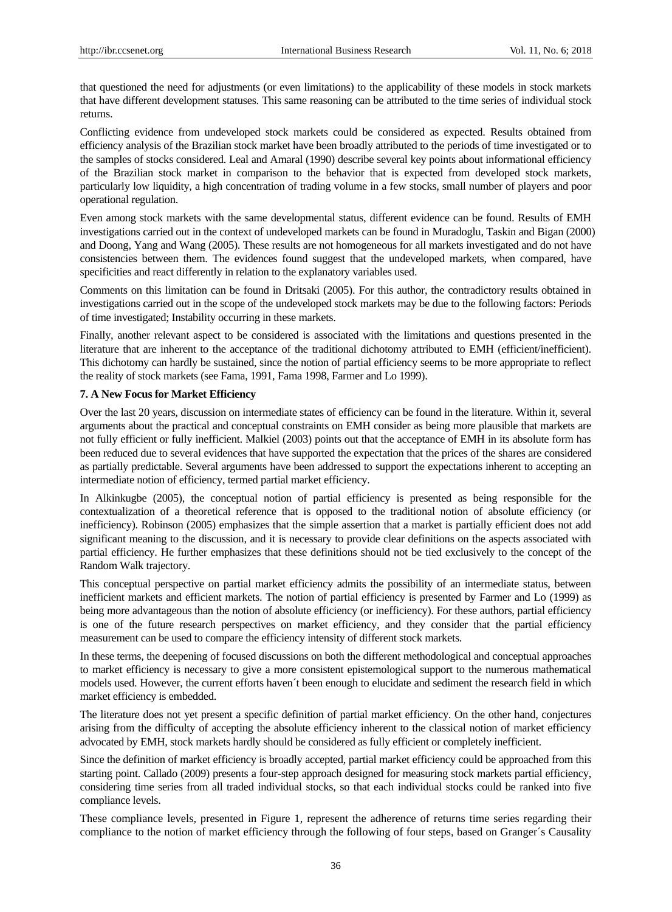that questioned the need for adjustments (or even limitations) to the applicability of these models in stock markets that have different development statuses. This same reasoning can be attributed to the time series of individual stock returns.

Conflicting evidence from undeveloped stock markets could be considered as expected. Results obtained from efficiency analysis of the Brazilian stock market have been broadly attributed to the periods of time investigated or to the samples of stocks considered. Leal and Amaral (1990) describe several key points about informational efficiency of the Brazilian stock market in comparison to the behavior that is expected from developed stock markets, particularly low liquidity, a high concentration of trading volume in a few stocks, small number of players and poor operational regulation.

Even among stock markets with the same developmental status, different evidence can be found. Results of EMH investigations carried out in the context of undeveloped markets can be found in Muradoglu, Taskin and Bigan (2000) and Doong, Yang and Wang (2005). These results are not homogeneous for all markets investigated and do not have consistencies between them. The evidences found suggest that the undeveloped markets, when compared, have specificities and react differently in relation to the explanatory variables used.

Comments on this limitation can be found in Dritsaki (2005). For this author, the contradictory results obtained in investigations carried out in the scope of the undeveloped stock markets may be due to the following factors: Periods of time investigated; Instability occurring in these markets.

Finally, another relevant aspect to be considered is associated with the limitations and questions presented in the literature that are inherent to the acceptance of the traditional dichotomy attributed to EMH (efficient/inefficient). This dichotomy can hardly be sustained, since the notion of partial efficiency seems to be more appropriate to reflect the reality of stock markets (see Fama, 1991, Fama 1998, Farmer and Lo 1999).

## 7. A New Focus for Market Efficiency

Over the last 20 years, discussion on intermediate states of efficiency can be found in the literature. Within it, several arguments about the practical and conceptual constraints on EMH consider as being more plausible that markets are not fully efficient or fully inefficient. Malkiel (2003) points out that the acceptance of EMH in its absolute form has been reduced due to several evidences that have supported the expectation that the prices of the shares are considered as partially predictable. Several arguments have been addressed to support the expectations inherent to accepting an intermediate notion of efficiency, termed partial market efficiency.

In Alkinkugbe (2005), the conceptual notion of partial efficiency is presented as being responsible for the contextualization of a theoretical reference that is opposed to the traditional notion of absolute efficiency (or inefficiency). Robinson (2005) emphasizes that the simple assertion that a market is partially efficient does not add significant meaning to the discussion, and it is necessary to provide clear definitions on the aspects associated with partial efficiency. He further emphasizes that these definitions should not be tied exclusively to the concept of the Random Walk trajectory.

This conceptual perspective on partial market efficiency admits the possibility of an intermediate status, between inefficient markets and efficient markets. The notion of partial efficiency is presented by Farmer and Lo (1999) as being more advantageous than the notion of absolute efficiency (or inefficiency). For these authors, partial efficiency is one of the future research perspectives on market efficiency, and they consider that the partial efficiency measurement can be used to compare the efficiency intensity of different stock markets.

In these terms, the deepening of focused discussions on both the different methodological and conceptual approaches to market efficiency is necessary to give a more consistent epistemological support to the numerous mathematical models used. However, the current efforts haven´t been enough to elucidate and sediment the research field in which market efficiency is embedded.

The literature does not yet present a specific definition of partial market efficiency. On the other hand, conjectures arising from the difficulty of accepting the absolute efficiency inherent to the classical notion of market efficiency advocated by EMH, stock markets hardly should be considered as fully efficient or completely inefficient.

Since the definition of market efficiency is broadly accepted, partial market efficiency could be approached from this starting point. Callado (2009) presents a four-step approach designed for measuring stock markets partial efficiency, considering time series from all traded individual stocks, so that each individual stocks could be ranked into five compliance levels.

These compliance levels, presented in Figure 1, represent the adherence of returns time series regarding their compliance to the notion of market efficiency through the following of four steps, based on Granger´s Causality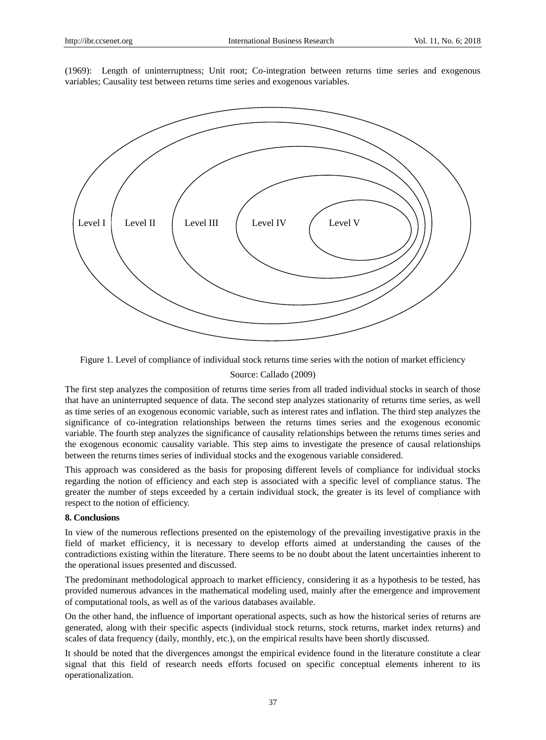(1969): Length of uninterruptness; Unit root; Co-integration between returns time series and exogenous variables; Causality test between returns time series and exogenous variables.

Level I

Level II

Level III

Level IV

Level V

Figure 1. Level of compliance of individual stock returns time series with the notion of market efficiency

Source: Callado (2009)

The first step analyzes the composition of returns time series from all traded individual stocks in search of those that have an uninterrupted sequence of data. The second step analyzes stationarity of returns time series, as well as time series of an exogenous economic variable, such as interest rates and inflation. The third step analyzes the significance of co-integration relationships between the returns times series and the exogenous economic variable. The fourth step analyzes the significance of causality relationships between the returns times series and the exogenous economic causality variable. This step aims to investigate the presence of causal relationships between the returns times series of individual stocks and the exogenous variable considered.

This approach was considered as the basis for proposing different levels of compliance for individual stocks regarding the notion of efficiency and each step is associated with a specific level of compliance status. The greater the number of steps exceeded by a certain individual stock, the greater is its level of compliance with respect to the notion of efficiency.

## 8. Conclusions

In view of the numerous reflections presented on the epistemology of the prevailing investigative praxis in the field of market efficiency, it is necessary to develop efforts aimed at understanding the causes of the contradictions existing within the literature. There seems to be no doubt about the latent uncertainties inherent to the operational issues presented and discussed.

The predominant methodological approach to market efficiency, considering it as a hypothesis to be tested, has provided numerous advances in the mathematical modeling used, mainly after the emergence and improvement of computational tools, as well as of the various databases available.

On the other hand, the influence of important operational aspects, such as how the historical series of returns are generated, along with their specific aspects (individual stock returns, stock returns, market index returns) and scales of data frequency (daily, monthly, etc.), on the empirical results have been shortly discussed.

It should be noted that the divergences amongst the empirical evidence found in the literature constitute a clear signal that this field of research needs efforts focused on specific conceptual elements inherent to its operationalization.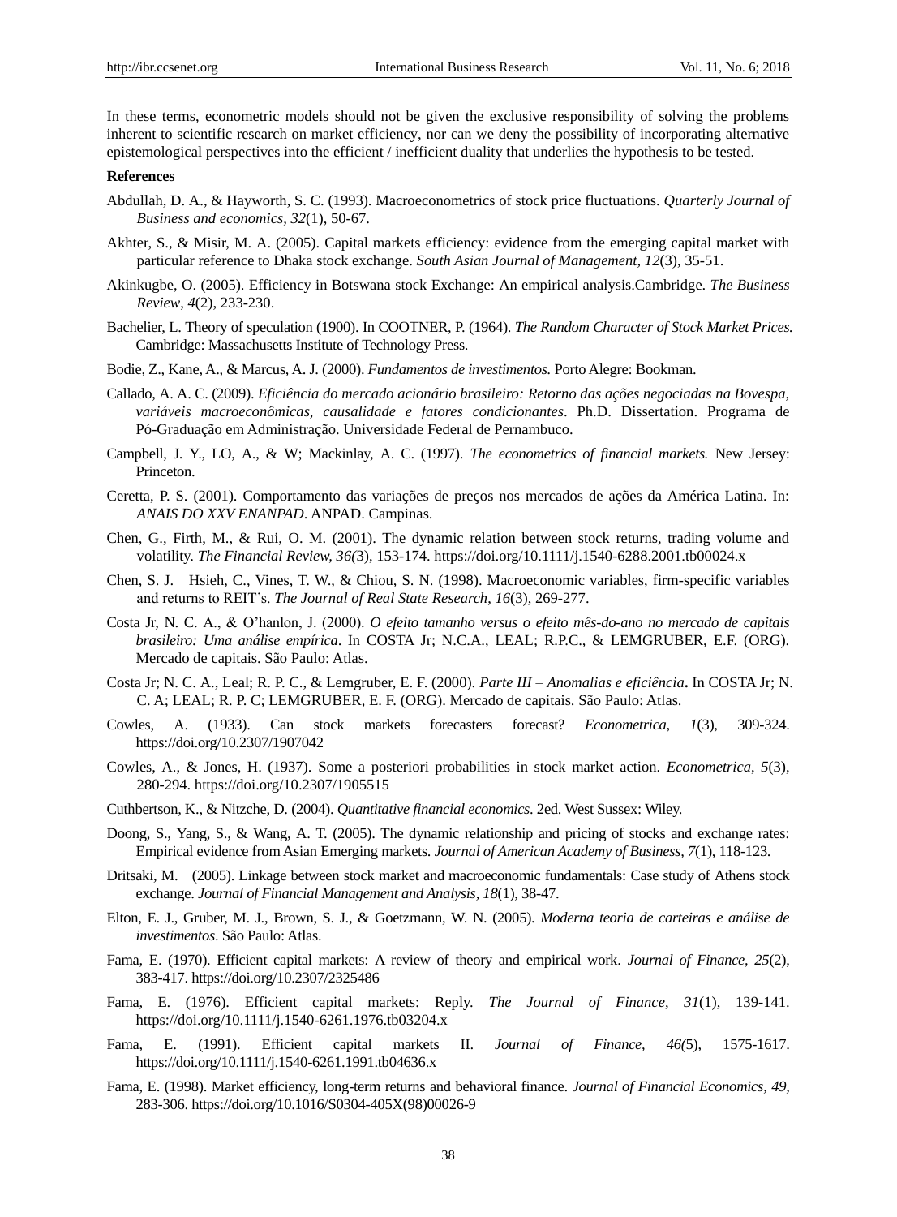In these terms, econometric models should not be given the exclusive responsibility of solving the problems inherent to scientific research on market efficiency, nor can we deny the possibility of incorporating alternative epistemological perspectives into the efficient / inefficient duality that underlies the hypothesis to be tested.

**References**

Abdullah, D. A., & Hayworth, S. C. (1993). Macroeconometrics of stock price fluctuations. *Quarterly Journal of Business and economics, 32*(1), 50-67.

Akhter, S., & Misir, M. A. (2005). Capital markets efficiency: evidence from the emerging capital market with particular reference to Dhaka stock exchange. *South Asian Journal of Management, 12*(3), 35-51.

Akinkugbe, O. (2005). Efficiency in Botswana stock Exchange: An empirical analysis.Cambridge. *The Business Review, 4*(2), 233-230.

Bachelier, L. Theory of speculation (1900). In COOTNER, P. (1964). *The Random Character of Stock Market Prices.* Cambridge: Massachusetts Institute of Technology Press.

Bodie, Z., Kane, A., & Marcus, A. J. (2000). *Fundamentos de investimentos.* Porto Alegre: Bookman.

Callado, A. A. C. (2009). *Eficiência do mercado acionário brasileiro: Retorno das ações negociadas na Bovespa, variáveis macroeconômicas, causalidade e fatores condicionantes*. Ph.D. Dissertation. Programa de Pó-Graduação em Administração. Universidade Federal de Pernambuco.

Campbell, J. Y., LO, A., & W; Mackinlay, A. C. (1997). *The econometrics of financial markets.* New Jersey: Princeton.

Ceretta, P. S. (2001). Comportamento das variações de preços nos mercados de ações da América Latina. In: *ANAIS DO XXV ENANPAD*. ANPAD. Campinas.

Chen, G., Firth, M., & Rui, O. M. (2001). The dynamic relation between stock returns, trading volume and volatility. *The Financial Review, 36(*3), 153-174. https://doi.org/10.1111/j.1540-6288.2001.tb00024.x

Chen, S. J. Hsieh, C., Vines, T. W., & Chiou, S. N. (1998). Macroeconomic variables, firm-specific variables and returns to REIT's. *The Journal of Real State Research, 16*(3), 269-277.

Costa Jr, N. C. A., & O'hanlon, J. (2000). *O efeito tamanho versus o efeito mês-do-ano no mercado de capitais brasileiro: Uma análise empírica*. In COSTA Jr; N.C.A., LEAL; R.P.C., & LEMGRUBER, E.F. (ORG). Mercado de capitais. São Paulo: Atlas.

Costa Jr; N. C. A., Leal; R. P. C., & Lemgruber, E. F. (2000). *Parte III – Anomalias e eficiência***.** In COSTA Jr; N. C. A; LEAL; R. P. C; LEMGRUBER, E. F. (ORG). Mercado de capitais. São Paulo: Atlas.

Cowles, A. (1933). Can stock markets forecasters forecast? *Econometrica*, *1*(3), 309-324. https://doi.org/10.2307/1907042

Cowles, A., & Jones, H. (1937). Some a posteriori probabilities in stock market action. *Econometrica*, *5*(3), 280-294. https://doi.org/10.2307/1905515

Cuthbertson, K., & Nitzche, D. (2004). *Quantitative financial economics*. 2ed. West Sussex: Wiley.

Doong, S., Yang, S., & Wang, A. T. (2005). The dynamic relationship and pricing of stocks and exchange rates: Empirical evidence from Asian Emerging markets. *Journal of American Academy of Business, 7*(1), 118-123.

Dritsaki, M. (2005). Linkage between stock market and macroeconomic fundamentals: Case study of Athens stock exchange. *Journal of Financial Management and Analysis, 18*(1), 38-47.

Elton, E. J., Gruber, M. J., Brown, S. J., & Goetzmann, W. N. (2005). *Moderna teoria de carteiras e análise de investimentos*. São Paulo: Atlas.

Fama, E. (1970). Efficient capital markets: A review of theory and empirical work. *Journal of Finance, 25*(2), 383-417. https://doi.org/10.2307/2325486

Fama, E. (1976). Efficient capital markets: Reply. *The Journal of Finance*, *31*(1), 139-141. https://doi.org/10.1111/j.1540-6261.1976.tb03204.x

Fama, E. (1991). Efficient capital markets II. *Journal of Finance, 46(*5), 1575-1617. https://doi.org/10.1111/j.1540-6261.1991.tb04636.x

Fama, E. (1998). Market efficiency, long-term returns and behavioral finance. *Journal of Financial Economics, 49,* 283-306. https://doi.org/10.1016/S0304-405X(98)00026-9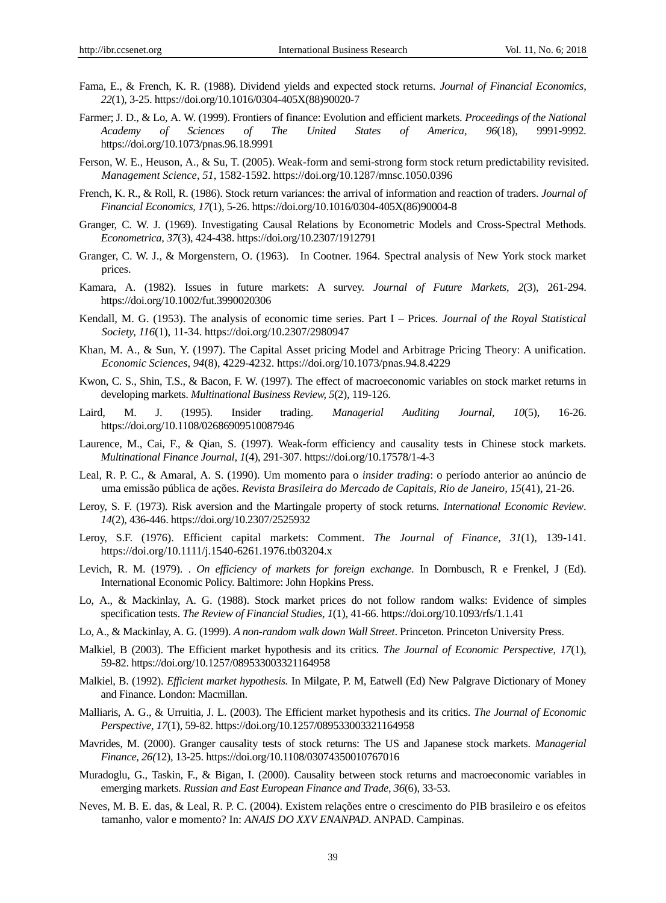Fama, E., & French, K. R. (1988). Dividend yields and expected stock returns. *Journal of Financial Economics, 22*(1), 3-25. https://doi.org/10.1016/0304-405X(88)90020-7

Farmer; J. D., & Lo, A. W. (1999). Frontiers of finance: Evolution and efficient markets. *Proceedings of the National Academy of Sciences of The United States of America, 96*(18), 9991-9992. https://doi.org/10.1073/pnas.96.18.9991

Ferson, W. E., Heuson, A., & Su, T. (2005). Weak-form and semi-strong form stock return predictability revisited. *Management Science, 51,* 1582-1592. https://doi.org/10.1287/mnsc.1050.0396

French, K. R., & Roll, R. (1986). Stock return variances: the arrival of information and reaction of traders. *Journal of Financial Economics, 17*(1), 5-26. https://doi.org/10.1016/0304-405X(86)90004-8

Granger, C. W. J. (1969). Investigating Causal Relations by Econometric Models and Cross-Spectral Methods. *Econometrica, 37*(3), 424-438. https://doi.org/10.2307/1912791

Granger, C. W. J., & Morgenstern, O. (1963). In Cootner. 1964. Spectral analysis of New York stock market prices.

Kamara, A. (1982). Issues in future markets: A survey. *Journal of Future Markets, 2*(3), 261-294. https://doi.org/10.1002/fut.3990020306

Kendall, M. G. (1953). The analysis of economic time series. Part I – Prices. *Journal of the Royal Statistical Society, 116*(1), 11-34. https://doi.org/10.2307/2980947

Khan, M. A., & Sun, Y. (1997). The Capital Asset pricing Model and Arbitrage Pricing Theory: A unification. *Economic Sciences, 94*(8), 4229-4232. https://doi.org/10.1073/pnas.94.8.4229

Kwon, C. S., Shin, T.S., & Bacon, F. W. (1997). The effect of macroeconomic variables on stock market returns in developing markets. *Multinational Business Review, 5*(2), 119-126.

Laird, M. J. (1995). Insider trading. *Managerial Auditing Journal, 10*(5), 16-26. https://doi.org/10.1108/02686909510087946

Laurence, M., Cai, F., & Qian, S. (1997). Weak-form efficiency and causality tests in Chinese stock markets. *Multinational Finance Journal, 1*(4), 291-307. https://doi.org/10.17578/1-4-3

Leal, R. P. C., & Amaral, A. S. (1990). Um momento para o *insider trading*: o período anterior ao anúncio de uma emissão pública de ações. *Revista Brasileira do Mercado de Capitais, Rio de Janeiro, 15*(41), 21-26.

Leroy, S. F. (1973). Risk aversion and the Martingale property of stock returns. *International Economic Review*. *14*(2), 436-446. https://doi.org/10.2307/2525932

Leroy, S.F. (1976). Efficient capital markets: Comment. *The Journal of Finance, 31*(1), 139-141. https://doi.org/10.1111/j.1540-6261.1976.tb03204.x

Levich, R. M. (1979). . *On efficiency of markets for foreign exchange*. In Dornbusch, R e Frenkel, J (Ed). International Economic Policy. Baltimore: John Hopkins Press.

Lo, A., & Mackinlay, A. G. (1988). Stock market prices do not follow random walks: Evidence of simples specification tests. *The Review of Financial Studies, 1*(1), 41-66. https://doi.org/10.1093/rfs/1.1.41

Lo, A., & Mackinlay, A. G. (1999). *A non-random walk down Wall Street*. Princeton. Princeton University Press.

Malkiel, B (2003). The Efficient market hypothesis and its critics. *The Journal of Economic Perspective, 17*(1), 59-82. https://doi.org/10.1257/089533003321164958

Malkiel, B. (1992). *Efficient market hypothesis.* In Milgate, P. M, Eatwell (Ed) New Palgrave Dictionary of Money and Finance. London: Macmillan.

Malliaris, A. G., & Urruitia, J. L. (2003). The Efficient market hypothesis and its critics. *The Journal of Economic Perspective, 17*(1), 59-82. https://doi.org/10.1257/089533003321164958

Mavrides, M. (2000). Granger causality tests of stock returns: The US and Japanese stock markets. *Managerial Finance, 26(*12), 13-25. https://doi.org/10.1108/03074350010767016

Muradoglu, G., Taskin, F., & Bigan, I. (2000). Causality between stock returns and macroeconomic variables in emerging markets. *Russian and East European Finance and Trade, 36*(6), 33-53.

Neves, M. B. E. das, & Leal, R. P. C. (2004). Existem relações entre o crescimento do PIB brasileiro e os efeitos tamanho, valor e momento? In: *ANAIS DO XXV ENANPAD*. ANPAD. Campinas.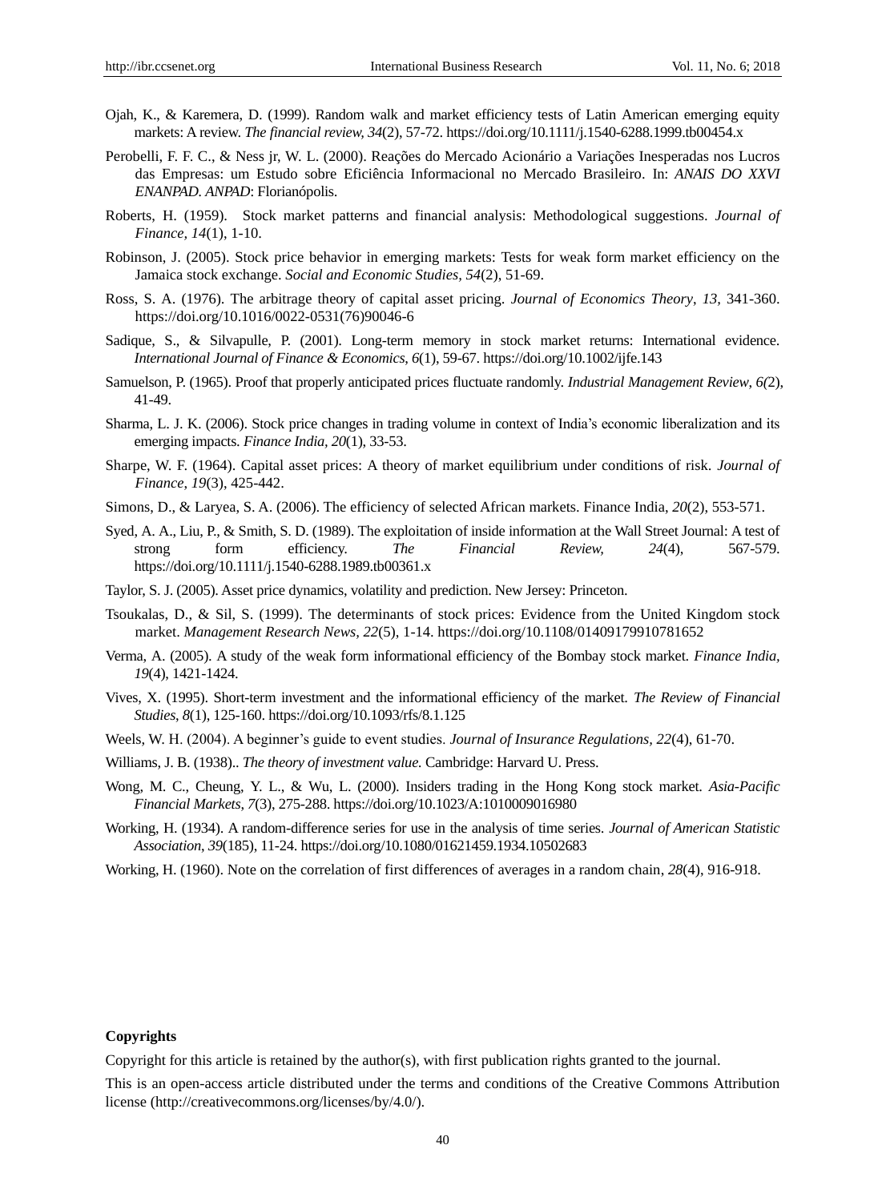Ojah, K., & Karemera, D. (1999). Random walk and market efficiency tests of Latin American emerging equity markets: A review. *The financial review, 34*(2), 57-72. https://doi.org/10.1111/j.1540-6288.1999.tb00454.x

Perobelli, F. F. C., & Ness jr, W. L. (2000). Reações do Mercado Acionário a Variações Inesperadas nos Lucros das Empresas: um Estudo sobre Eficiência Informacional no Mercado Brasileiro. In: *ANAIS DO XXVI ENANPAD. ANPAD*: Florianópolis.

Roberts, H. (1959). Stock market patterns and financial analysis: Methodological suggestions. *Journal of Finance, 14*(1), 1-10.

Robinson, J. (2005). Stock price behavior in emerging markets: Tests for weak form market efficiency on the Jamaica stock exchange. *Social and Economic Studies, 54*(2), 51-69.

Ross, S. A. (1976). The arbitrage theory of capital asset pricing. *Journal of Economics Theory, 13,* 341-360. https://doi.org/10.1016/0022-0531(76)90046-6

Sadique, S., & Silvapulle, P. (2001). Long-term memory in stock market returns: International evidence. *International Journal of Finance & Economics, 6*(1), 59-67. https://doi.org/10.1002/ijfe.143

Samuelson, P. (1965). Proof that properly anticipated prices fluctuate randomly. *Industrial Management Review, 6(*2), 41-49.

Sharma, L. J. K. (2006). Stock price changes in trading volume in context of India's economic liberalization and its emerging impacts. *Finance India, 20*(1), 33-53.

Sharpe, W. F. (1964). Capital asset prices: A theory of market equilibrium under conditions of risk. *Journal of Finance, 19*(3), 425-442.

Simons, D., & Laryea, S. A. (2006). The efficiency of selected African markets. Finance India, *20*(2), 553-571.

Syed, A. A., Liu, P., & Smith, S. D. (1989). The exploitation of inside information at the Wall Street Journal: A test of strong form efficiency. *The Financial Review, 24*(4), 567-579. https://doi.org/10.1111/j.1540-6288.1989.tb00361.x

Taylor, S. J. (2005). Asset price dynamics, volatility and prediction. New Jersey: Princeton.

Tsoukalas, D., & Sil, S. (1999). The determinants of stock prices: Evidence from the United Kingdom stock market. *Management Research News, 22*(5), 1-14. https://doi.org/10.1108/01409179910781652

Verma, A. (2005). A study of the weak form informational efficiency of the Bombay stock market. *Finance India, 19*(4), 1421-1424.

Vives, X. (1995). Short-term investment and the informational efficiency of the market. *The Review of Financial Studies, 8*(1), 125-160. https://doi.org/10.1093/rfs/8.1.125

Weels, W. H. (2004). A beginner's guide to event studies. *Journal of Insurance Regulations, 22*(4), 61-70.

Williams, J. B. (1938).. *The theory of investment value.* Cambridge: Harvard U. Press.

Wong, M. C., Cheung, Y. L., & Wu, L. (2000). Insiders trading in the Hong Kong stock market. *Asia-Pacific Financial Markets, 7*(3), 275-288. https://doi.org/10.1023/A:1010009016980

Working, H. (1934). A random-difference series for use in the analysis of time series. *Journal of American Statistic Association, 39*(185), 11-24. https://doi.org/10.1080/01621459.1934.10502683

Working, H. (1960). Note on the correlation of first differences of averages in a random chain, *28*(4), 916-918.

**Copyrights**

Copyright for this article is retained by the author(s), with first publication rights granted to the journal.

This is an open-access article distributed under the terms and conditions of the Creative Commons Attribution license (http://creativecommons.org/licenses/by/4.0/).